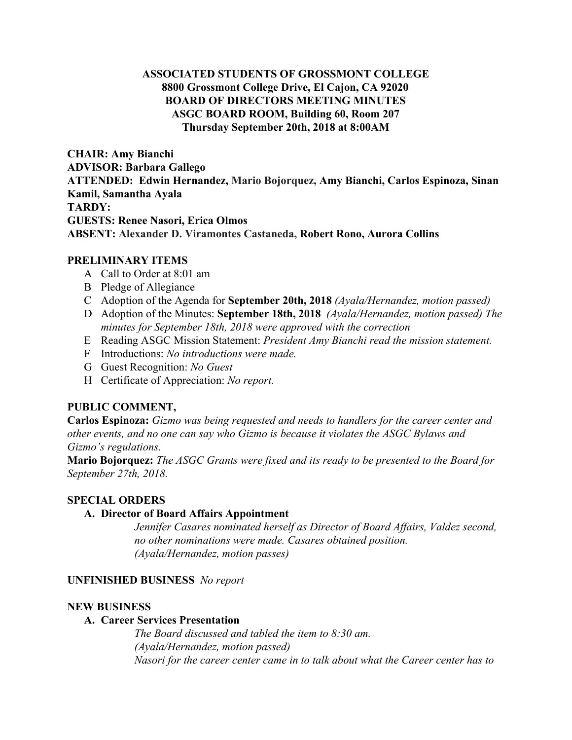**ASSOCIATED STUDENTS OF GROSSMONT COLLEGE**
**8800 Grossmont College Drive, El Cajon, CA 92020**
**BOARD OF DIRECTORS MEETING MINUTES**
**ASGC BOARD ROOM, Building 60, Room 207**
**Thursday September 20th, 2018 at 8:00AM**

**CHAIR: Amy Bianchi**
**ADVISOR: Barbara Gallego**
**ATTENDED: Edwin Hernandez, Mario Bojorquez, Amy Bianchi, Carlos Espinoza, Sinan Kamil, Samantha Ayala**
**TARDY:**
**GUESTS: Renee Nasori, Erica Olmos**
**ABSENT: Alexander D. Viramontes Castaneda, Robert Rono, Aurora Collins**

**PRELIMINARY ITEMS**

A Call to Order at 8:01 am
B Pledge of Allegiance
C Adoption of the Agenda for **September 20th, 2018** *(Ayala/Hernandez, motion passed)*
D Adoption of the Minutes: **September 18th, 2018** *(Ayala/Hernandez, motion passed) The minutes for September 18th, 2018 were approved with the correction*
E Reading ASGC Mission Statement: *President Amy Bianchi read the mission statement.*
F Introductions: *No introductions were made.*
G Guest Recognition: *No Guest*
H Certificate of Appreciation: *No report.*

**PUBLIC COMMENT,**

**Carlos Espinoza:** *Gizmo was being requested and needs to handlers for the career center and other events, and no one can say who Gizmo is because it violates the ASGC Bylaws and Gizmo's regulations.*

**Mario Bojorquez:** *The ASGC Grants were fixed and its ready to be presented to the Board for September 27th, 2018.*

**SPECIAL ORDERS**

**A. Director of Board Affairs Appointment**

*Jennifer Casares nominated herself as Director of Board Affairs, Valdez second, no other nominations were made. Casares obtained position.*
*(Ayala/Hernandez, motion passes)*

**UNFINISHED BUSINESS** *No report*

**NEW BUSINESS**

**A. Career Services Presentation**

*The Board discussed and tabled the item to 8:30 am.*
*(Ayala/Hernandez, motion passed)*
*Nasori for the career center came in to talk about what the Career center has to*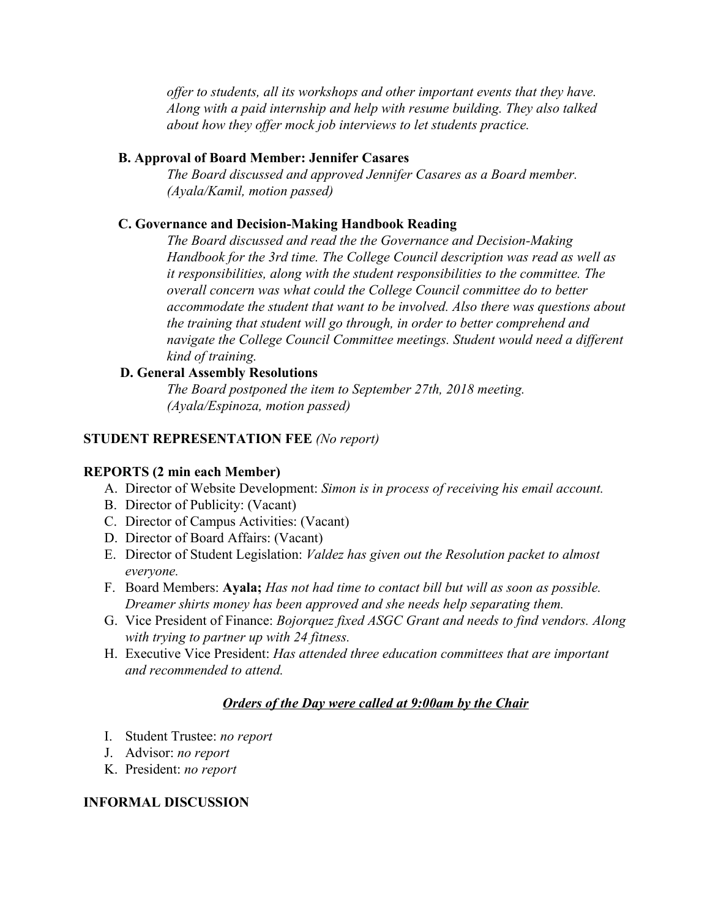*offer to students, all its workshops and other important events that they have. Along with a paid internship and help with resume building. They also talked about how they offer mock job interviews to let students practice.*

**B. Approval of Board Member: Jennifer Casares**

*The Board discussed and approved Jennifer Casares as a Board member. (Ayala/Kamil, motion passed)*

**C. Governance and Decision-Making Handbook Reading**

*The Board discussed and read the the Governance and Decision-Making Handbook for the 3rd time. The College Council description was read as well as it responsibilities, along with the student responsibilities to the committee. The overall concern was what could the College Council committee do to better accommodate the student that want to be involved. Also there was questions about the training that student will go through, in order to better comprehend and navigate the College Council Committee meetings. Student would need a different kind of training.*

**D. General Assembly Resolutions**

*The Board postponed the item to September 27th, 2018 meeting. (Ayala/Espinoza, motion passed)*

**STUDENT REPRESENTATION FEE** *(No report)*

**REPORTS (2 min each Member)**

A. Director of Website Development: *Simon is in process of receiving his email account.*
B. Director of Publicity: (Vacant)
C. Director of Campus Activities: (Vacant)
D. Director of Board Affairs: (Vacant)
E. Director of Student Legislation: *Valdez has given out the Resolution packet to almost everyone.*
F. Board Members: **Ayala;** *Has not had time to contact bill but will as soon as possible. Dreamer shirts money has been approved and she needs help separating them.*
G. Vice President of Finance: *Bojorquez fixed ASGC Grant and needs to find vendors. Along with trying to partner up with 24 fitness.*
H. Executive Vice President: *Has attended three education committees that are important and recommended to attend.*

***Orders of the Day were called at 9:00am by the Chair***

I. Student Trustee: *no report*
J. Advisor: *no report*
K. President: *no report*

**INFORMAL DISCUSSION**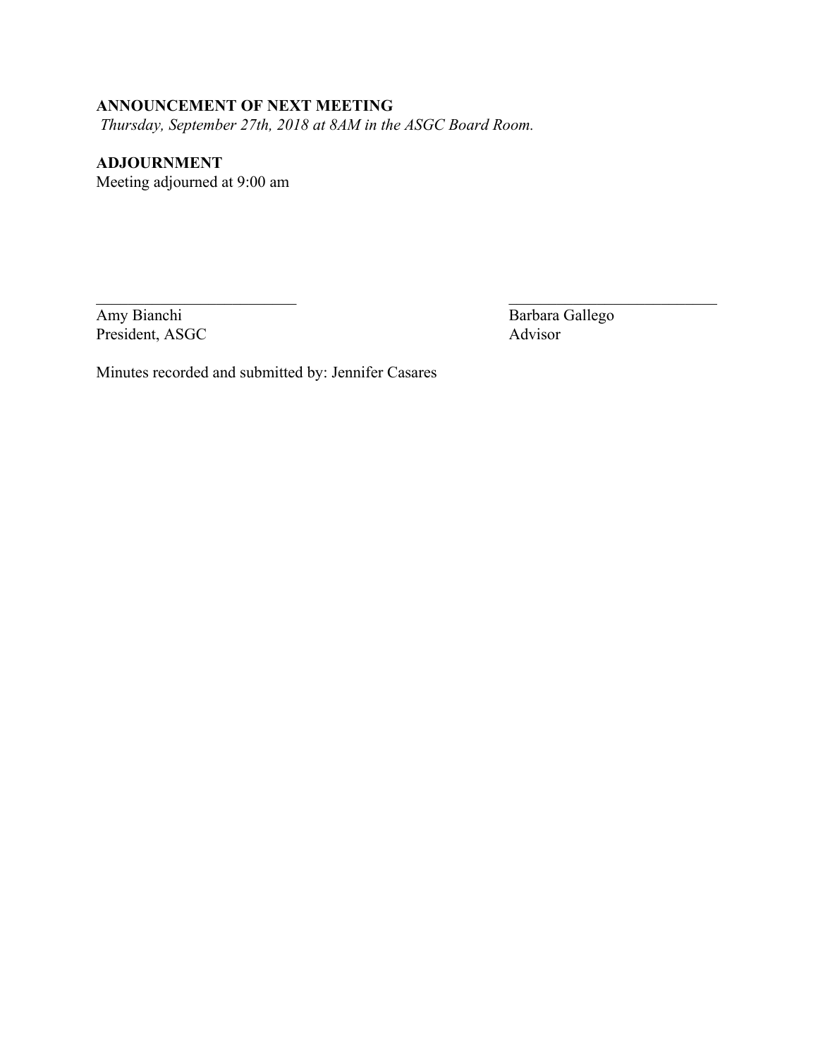**ANNOUNCEMENT OF NEXT MEETING**

*Thursday, September 27th, 2018 at 8AM in the ASGC Board Room.*

**ADJOURNMENT**

Meeting adjourned at 9:00 am

| | |
|---|---|
| ______________________ | ______________________ |
| Amy Bianchi | Barbara Gallego |
| President, ASGC | Advisor |

Minutes recorded and submitted by: Jennifer Casares